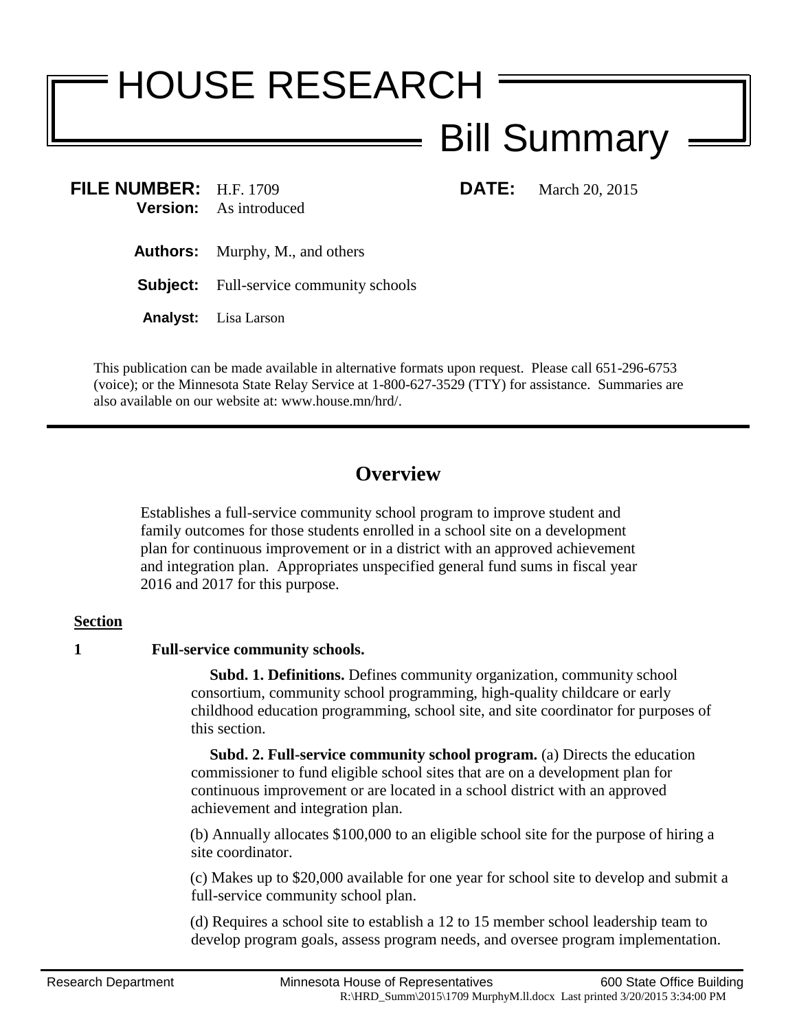# HOUSE RESEARCH

## Bill Summary

**FILE NUMBER:** H.F. 1709 **DATE:** March 20, 2015
**Version:** As introduced

**Authors:** Murphy, M., and others

**Subject:** Full-service community schools

**Analyst:** Lisa Larson

This publication can be made available in alternative formats upon request. Please call 651-296-6753 (voice); or the Minnesota State Relay Service at 1-800-627-3529 (TTY) for assistance. Summaries are also available on our website at: www.house.mn/hrd/.

---

## Overview

Establishes a full-service community school program to improve student and family outcomes for those students enrolled in a school site on a development plan for continuous improvement or in a district with an approved achievement and integration plan. Appropriates unspecified general fund sums in fiscal year 2016 and 2017 for this purpose.

**Section**

**1 Full-service community schools.**

**Subd. 1. Definitions.** Defines community organization, community school consortium, community school programming, high-quality childcare or early childhood education programming, school site, and site coordinator for purposes of this section.

**Subd. 2. Full-service community school program.** (a) Directs the education commissioner to fund eligible school sites that are on a development plan for continuous improvement or are located in a school district with an approved achievement and integration plan.

(b) Annually allocates $100,000 to an eligible school site for the purpose of hiring a site coordinator.

(c) Makes up to $20,000 available for one year for school site to develop and submit a full-service community school plan.

(d) Requires a school site to establish a 12 to 15 member school leadership team to develop program goals, assess program needs, and oversee program implementation.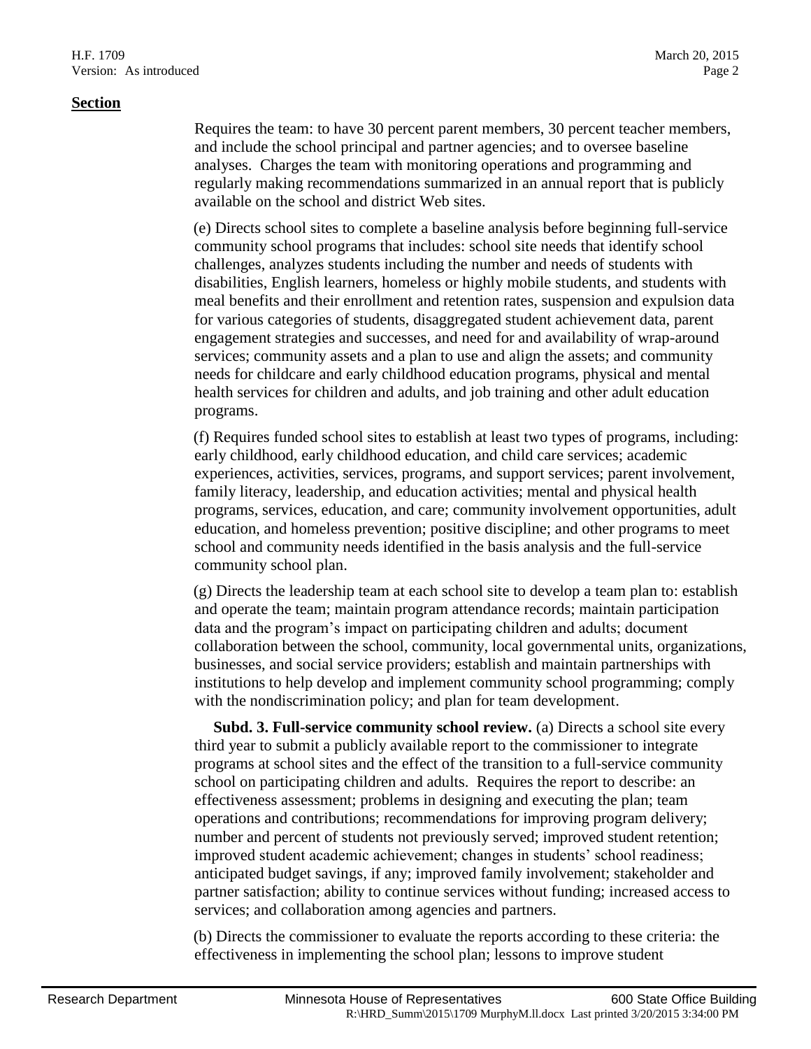**Section**

Requires the team: to have 30 percent parent members, 30 percent teacher members, and include the school principal and partner agencies; and to oversee baseline analyses. Charges the team with monitoring operations and programming and regularly making recommendations summarized in an annual report that is publicly available on the school and district Web sites.

(e) Directs school sites to complete a baseline analysis before beginning full-service community school programs that includes: school site needs that identify school challenges, analyzes students including the number and needs of students with disabilities, English learners, homeless or highly mobile students, and students with meal benefits and their enrollment and retention rates, suspension and expulsion data for various categories of students, disaggregated student achievement data, parent engagement strategies and successes, and need for and availability of wrap-around services; community assets and a plan to use and align the assets; and community needs for childcare and early childhood education programs, physical and mental health services for children and adults, and job training and other adult education programs.

(f) Requires funded school sites to establish at least two types of programs, including: early childhood, early childhood education, and child care services; academic experiences, activities, services, programs, and support services; parent involvement, family literacy, leadership, and education activities; mental and physical health programs, services, education, and care; community involvement opportunities, adult education, and homeless prevention; positive discipline; and other programs to meet school and community needs identified in the basis analysis and the full-service community school plan.

(g) Directs the leadership team at each school site to develop a team plan to: establish and operate the team; maintain program attendance records; maintain participation data and the program's impact on participating children and adults; document collaboration between the school, community, local governmental units, organizations, businesses, and social service providers; establish and maintain partnerships with institutions to help develop and implement community school programming; comply with the nondiscrimination policy; and plan for team development.

**Subd. 3. Full-service community school review.** (a) Directs a school site every third year to submit a publicly available report to the commissioner to integrate programs at school sites and the effect of the transition to a full-service community school on participating children and adults. Requires the report to describe: an effectiveness assessment; problems in designing and executing the plan; team operations and contributions; recommendations for improving program delivery; number and percent of students not previously served; improved student retention; improved student academic achievement; changes in students' school readiness; anticipated budget savings, if any; improved family involvement; stakeholder and partner satisfaction; ability to continue services without funding; increased access to services; and collaboration among agencies and partners.

(b) Directs the commissioner to evaluate the reports according to these criteria: the effectiveness in implementing the school plan; lessons to improve student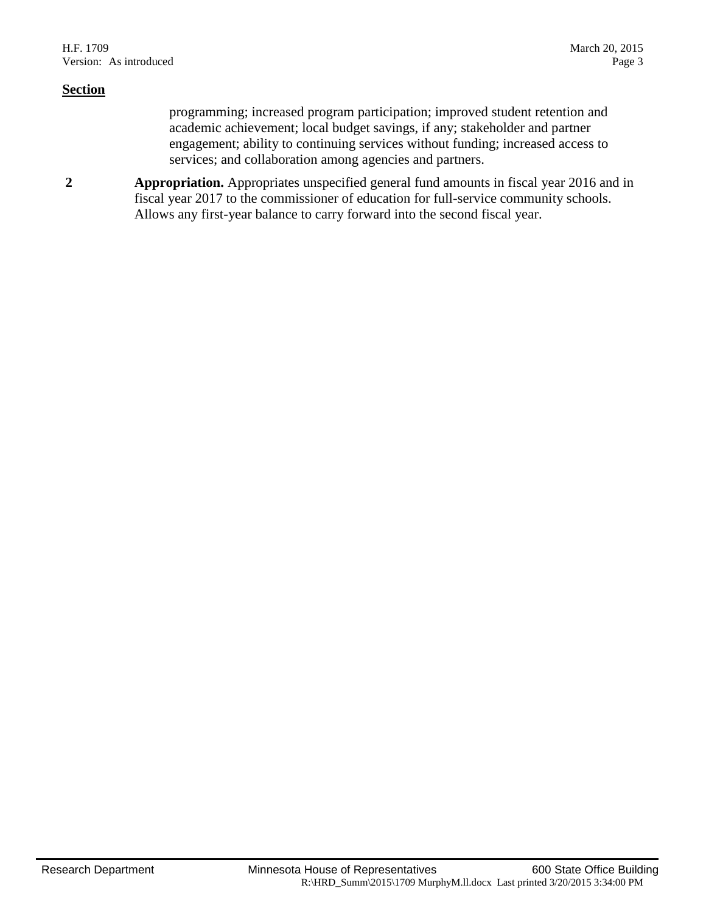**Section**

programming; increased program participation; improved student retention and academic achievement; local budget savings, if any; stakeholder and partner engagement; ability to continuing services without funding; increased access to services; and collaboration among agencies and partners.

**2** **Appropriation.** Appropriates unspecified general fund amounts in fiscal year 2016 and in fiscal year 2017 to the commissioner of education for full-service community schools. Allows any first-year balance to carry forward into the second fiscal year.